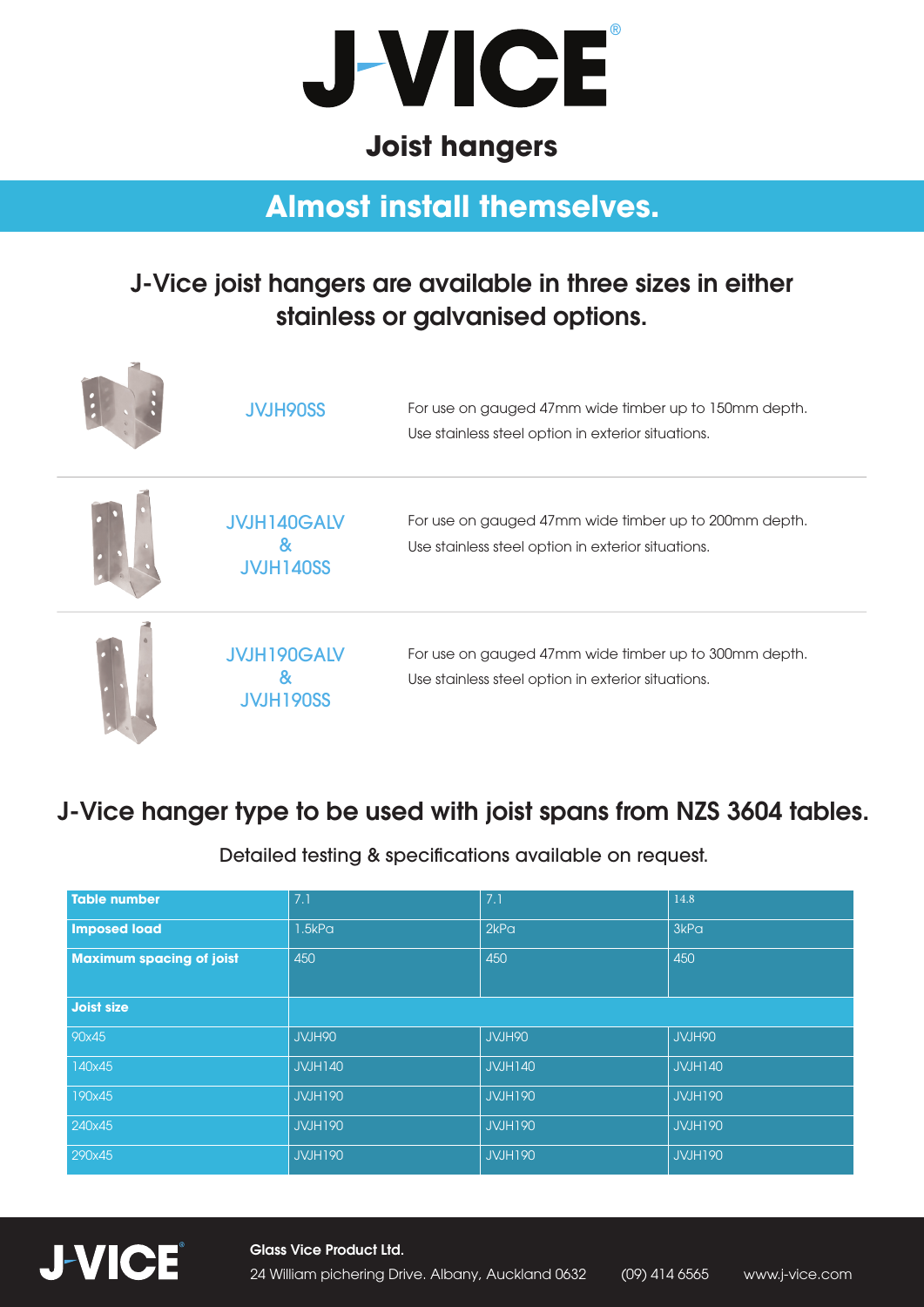# J-VICE®

## Joist hangers

## Almost install themselves.

### J-Vice joist hangers are available in three sizes in either stainless or galvanised options.

| | |
|---|---|
| JVJH90SS | For use on gauged 47mm wide timber up to 150mm depth. Use stainless steel option in exterior situations. |
| JVJH140GALV & JVJH140SS | For use on gauged 47mm wide timber up to 200mm depth. Use stainless steel option in exterior situations. |
| JVJH190GALV & JVJH190SS | For use on gauged 47mm wide timber up to 300mm depth. Use stainless steel option in exterior situations. |

### J-Vice hanger type to be used with joist spans from NZS 3604 tables.

Detailed testing & specifications available on request.

| **Table number** | 7.1 | 7.1 | 14.8 |
|---|---|---|---|
| **Imposed load** | 1.5kPa | 2kPa | 3kPa |
| **Maximum spacing of joist** | 450 | 450 | 450 |
| **Joist size** | | | |
| 90x45 | JVJH90 | JVJH90 | JVJH90 |
| 140x45 | JVJH140 | JVJH140 | JVJH140 |
| 190x45 | JVJH190 | JVJH190 | JVJH190 |
| 240x45 | JVJH190 | JVJH190 | JVJH190 |
| 290x45 | JVJH190 | JVJH190 | JVJH190 |

J-VICE®

**Glass Vice Product Ltd.**

24 William pichering Drive. Albany, Auckland 0632 (09) 414 6565 www.j-vice.com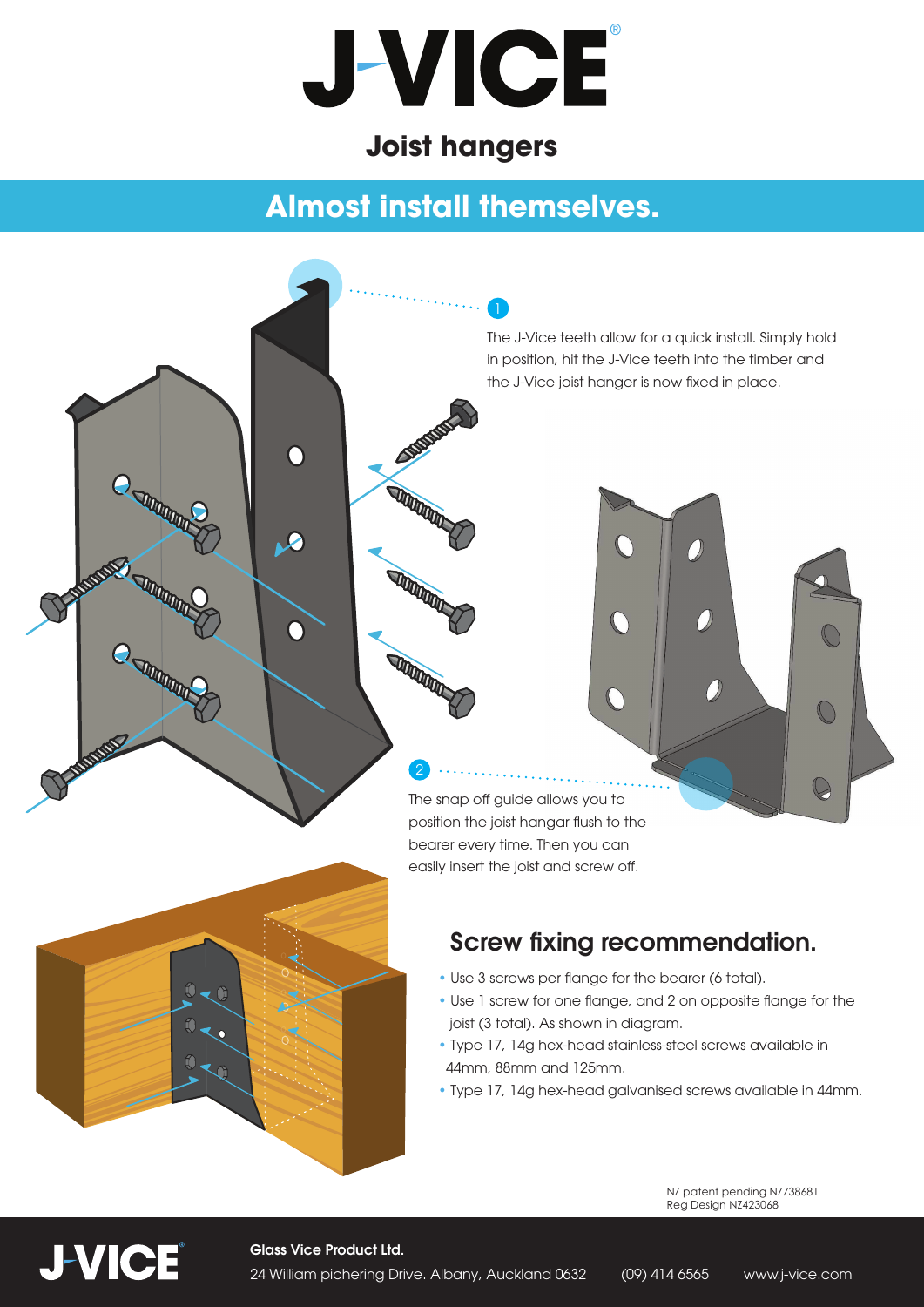# J-VICE®

## Joist hangers

## Almost install themselves.

1

The J-Vice teeth allow for a quick install. Simply hold in position, hit the J-Vice teeth into the timber and the J-Vice joist hanger is now fixed in place.

2

The snap off guide allows you to position the joist hangar flush to the bearer every time. Then you can easily insert the joist and screw off.

## Screw fixing recommendation.

- Use 3 screws per flange for the bearer (6 total).
- Use 1 screw for one flange, and 2 on opposite flange for the joist (3 total). As shown in diagram.
- Type 17, 14g hex-head stainless-steel screws available in 44mm, 88mm and 125mm.
- Type 17, 14g hex-head galvanised screws available in 44mm.

NZ patent pending NZ738681
Reg Design NZ423068

J-VICE®

**Glass Vice Product Ltd.**
24 William pichering Drive. Albany, Auckland 0632 (09) 414 6565 www.j-vice.com